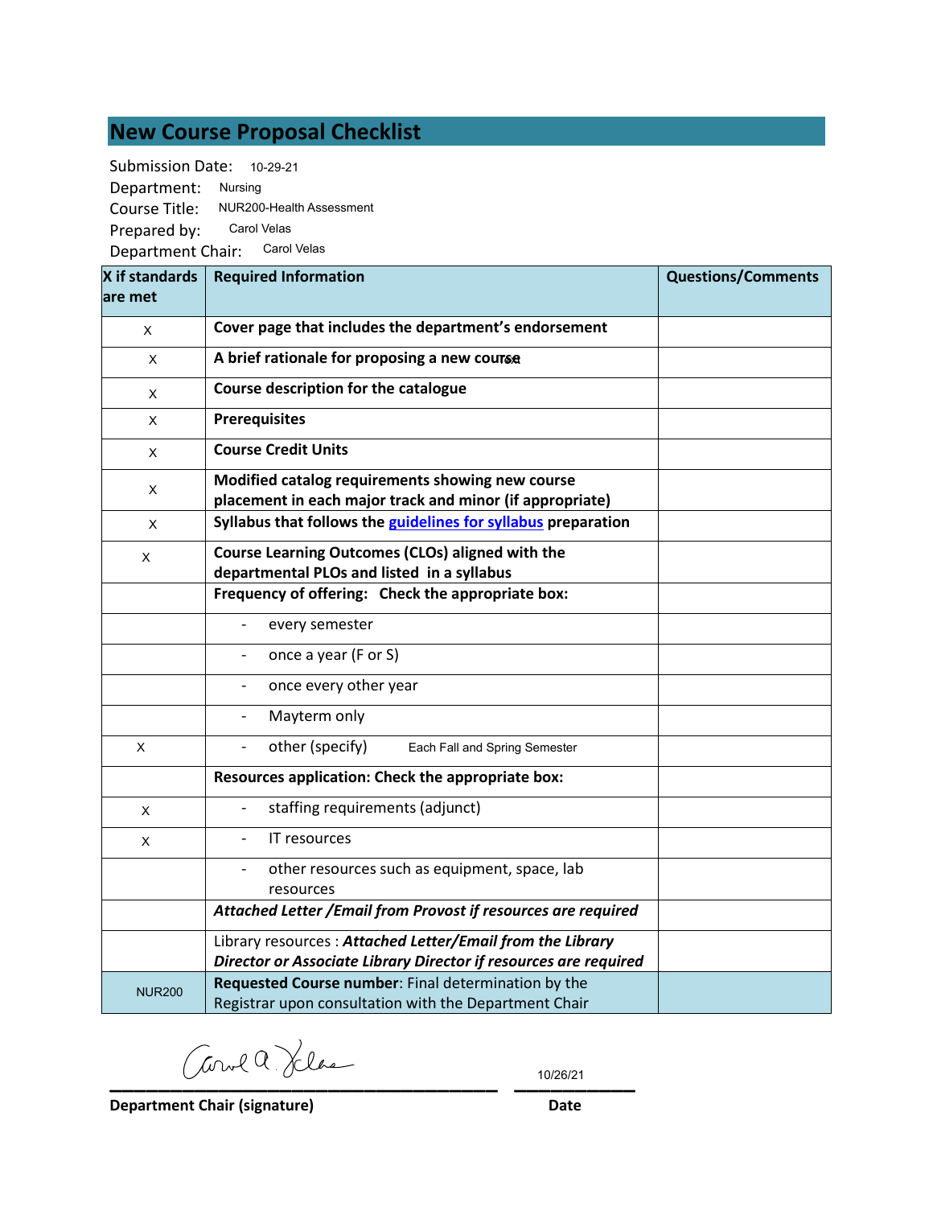# New Course Proposal Checklist

Submission Date: 10-29-21
Department: Nursing
Course Title: NUR200-Health Assessment
Prepared by: Carol Velas
Department Chair: Carol Velas

| X if standards are met | Required Information | Questions/Comments |
|---|---|---|
| X | **Cover page that includes the department's endorsement** | |
| X | **A brief rationale for proposing a new course** | |
| X | **Course description for the catalogue** | |
| X | **Prerequisites** | |
| X | **Course Credit Units** | |
| X | **Modified catalog requirements showing new course placement in each major track and minor (if appropriate)** | |
| X | **Syllabus that follows the guidelines for syllabus preparation** | |
| X | **Course Learning Outcomes (CLOs) aligned with the departmental PLOs and listed in a syllabus** | |
| | **Frequency of offering: Check the appropriate box:** | |
| | - every semester | |
| | - once a year (F or S) | |
| | - once every other year | |
| | - Mayterm only | |
| X | - other (specify) Each Fall and Spring Semester | |
| | **Resources application: Check the appropriate box:** | |
| X | - staffing requirements (adjunct) | |
| X | - IT resources | |
| | - other resources such as equipment, space, lab resources | |
| | ***Attached Letter /Email from Provost if resources are required*** | |
| | Library resources : ***Attached Letter/Email from the Library Director or Associate Library Director if resources are required*** | |
| NUR200 | **Requested Course number**: Final determination by the Registrar upon consultation with the Department Chair | |

Carol A. Velas (signature) 10/26/21

**Department Chair (signature)** **Date**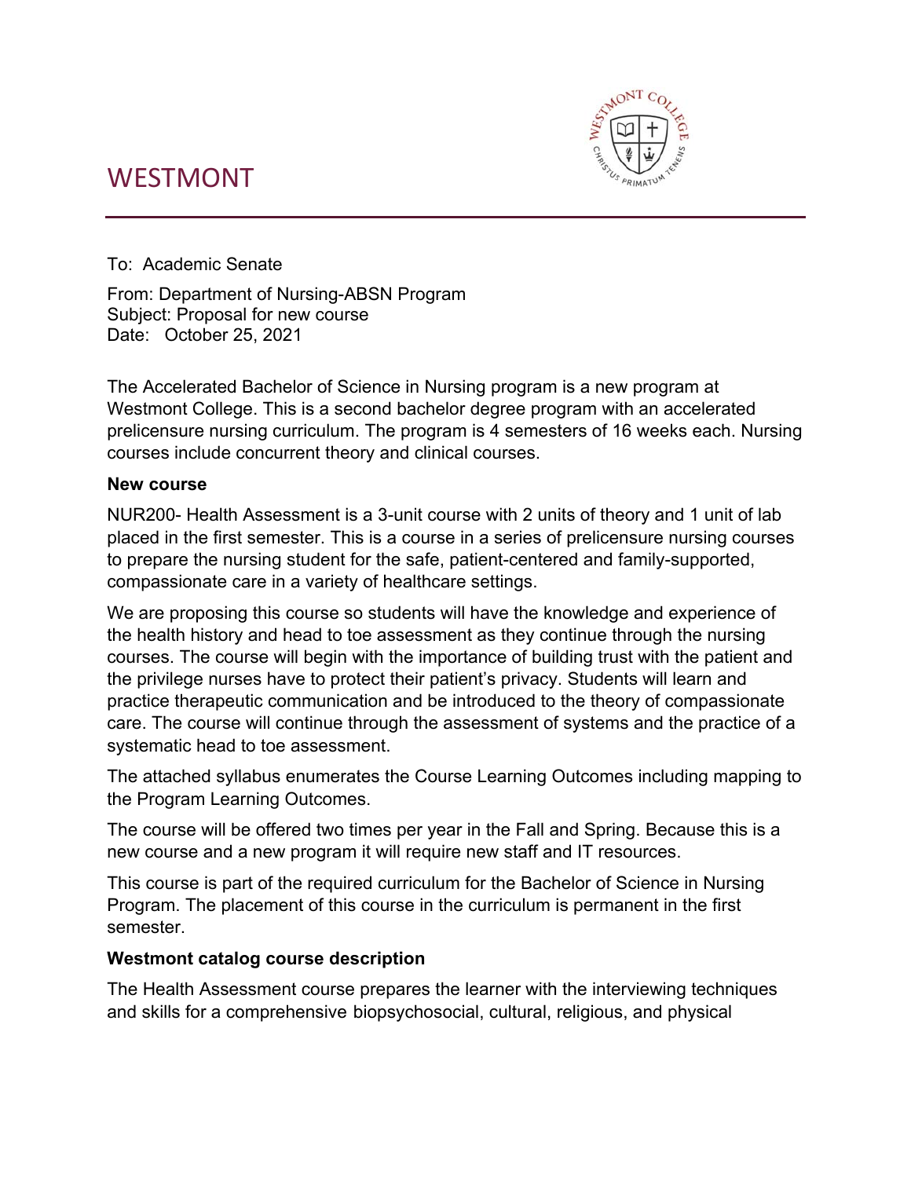# WESTMONT

To: Academic Senate

From: Department of Nursing-ABSN Program
Subject: Proposal for new course
Date: October 25, 2021

The Accelerated Bachelor of Science in Nursing program is a new program at Westmont College. This is a second bachelor degree program with an accelerated prelicensure nursing curriculum. The program is 4 semesters of 16 weeks each. Nursing courses include concurrent theory and clinical courses.

**New course**

NUR200- Health Assessment is a 3-unit course with 2 units of theory and 1 unit of lab placed in the first semester. This is a course in a series of prelicensure nursing courses to prepare the nursing student for the safe, patient-centered and family-supported, compassionate care in a variety of healthcare settings.

We are proposing this course so students will have the knowledge and experience of the health history and head to toe assessment as they continue through the nursing courses. The course will begin with the importance of building trust with the patient and the privilege nurses have to protect their patient's privacy. Students will learn and practice therapeutic communication and be introduced to the theory of compassionate care. The course will continue through the assessment of systems and the practice of a systematic head to toe assessment.

The attached syllabus enumerates the Course Learning Outcomes including mapping to the Program Learning Outcomes.

The course will be offered two times per year in the Fall and Spring. Because this is a new course and a new program it will require new staff and IT resources.

This course is part of the required curriculum for the Bachelor of Science in Nursing Program. The placement of this course in the curriculum is permanent in the first semester.

**Westmont catalog course description**

The Health Assessment course prepares the learner with the interviewing techniques and skills for a comprehensive biopsychosocial, cultural, religious, and physical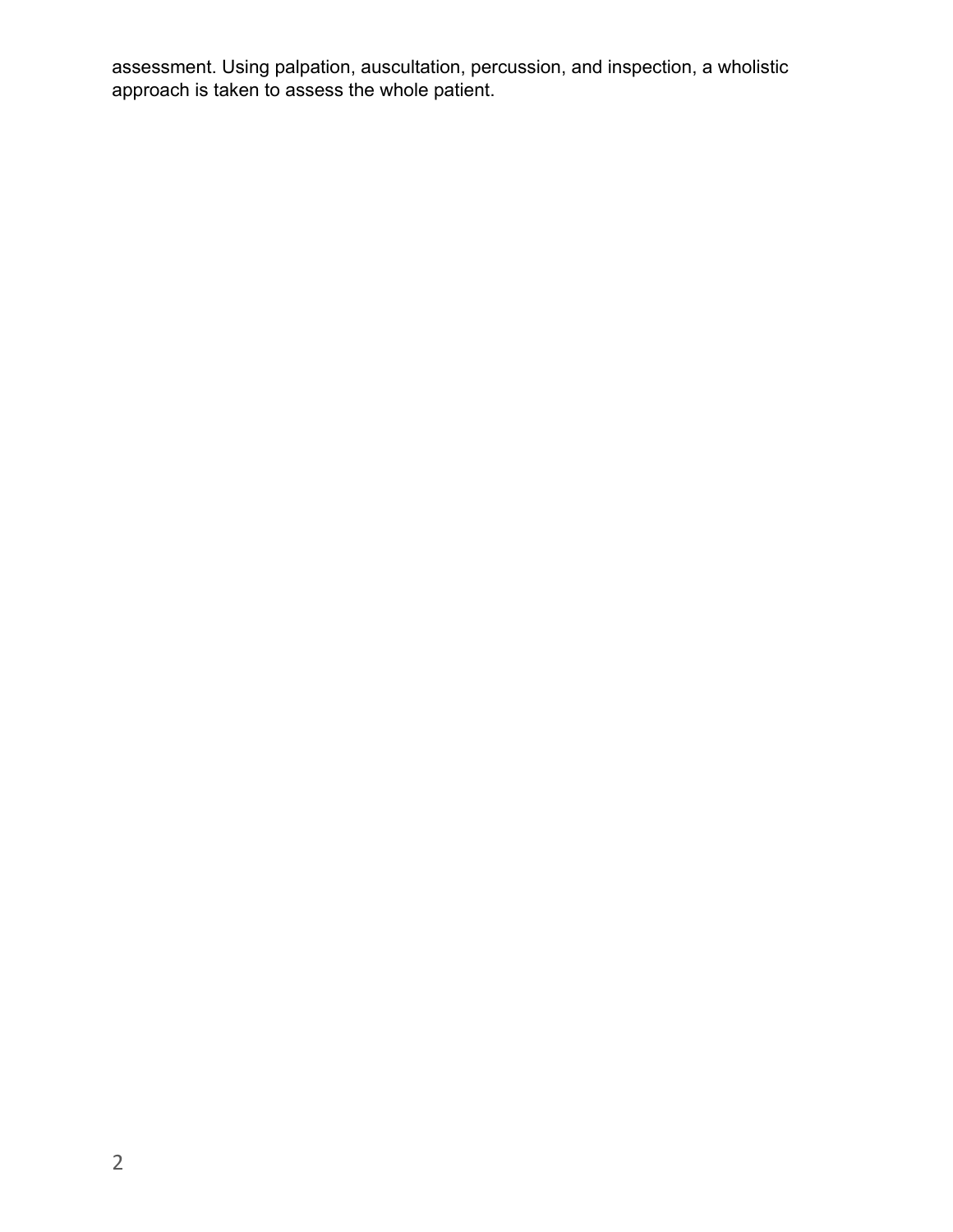assessment. Using palpation, auscultation, percussion, and inspection, a wholistic approach is taken to assess the whole patient.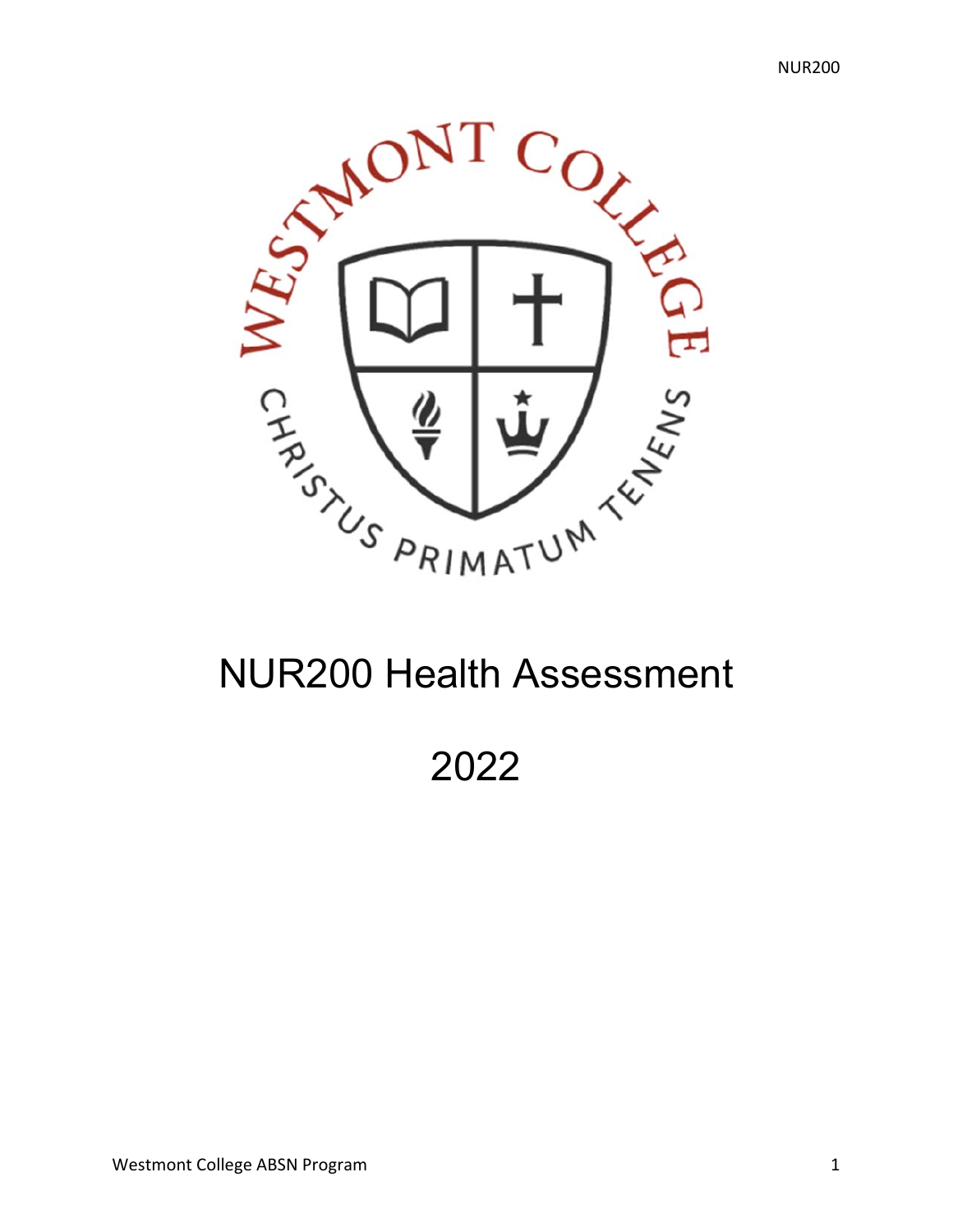# NUR200 Health Assessment

# 2022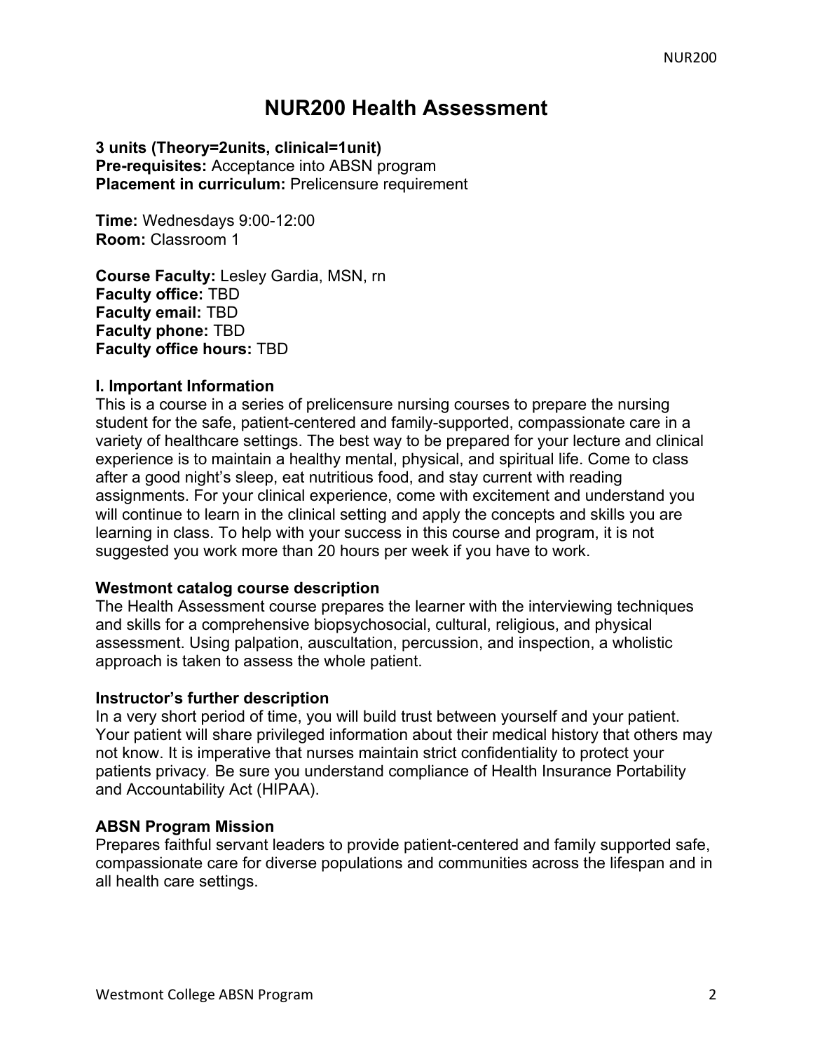# NUR200 Health Assessment

**3 units (Theory=2units, clinical=1unit)**
**Pre-requisites:** Acceptance into ABSN program
**Placement in curriculum:** Prelicensure requirement

**Time:** Wednesdays 9:00-12:00
**Room:** Classroom 1

**Course Faculty:** Lesley Gardia, MSN, rn
**Faculty office:** TBD
**Faculty email:** TBD
**Faculty phone:** TBD
**Faculty office hours:** TBD

**I. Important Information**

This is a course in a series of prelicensure nursing courses to prepare the nursing student for the safe, patient-centered and family-supported, compassionate care in a variety of healthcare settings. The best way to be prepared for your lecture and clinical experience is to maintain a healthy mental, physical, and spiritual life. Come to class after a good night's sleep, eat nutritious food, and stay current with reading assignments. For your clinical experience, come with excitement and understand you will continue to learn in the clinical setting and apply the concepts and skills you are learning in class. To help with your success in this course and program, it is not suggested you work more than 20 hours per week if you have to work.

**Westmont catalog course description**

The Health Assessment course prepares the learner with the interviewing techniques and skills for a comprehensive biopsychosocial, cultural, religious, and physical assessment. Using palpation, auscultation, percussion, and inspection, a wholistic approach is taken to assess the whole patient.

**Instructor's further description**

In a very short period of time, you will build trust between yourself and your patient. Your patient will share privileged information about their medical history that others may not know. It is imperative that nurses maintain strict confidentiality to protect your patients privacy. Be sure you understand compliance of Health Insurance Portability and Accountability Act (HIPAA).

**ABSN Program Mission**

Prepares faithful servant leaders to provide patient-centered and family supported safe, compassionate care for diverse populations and communities across the lifespan and in all health care settings.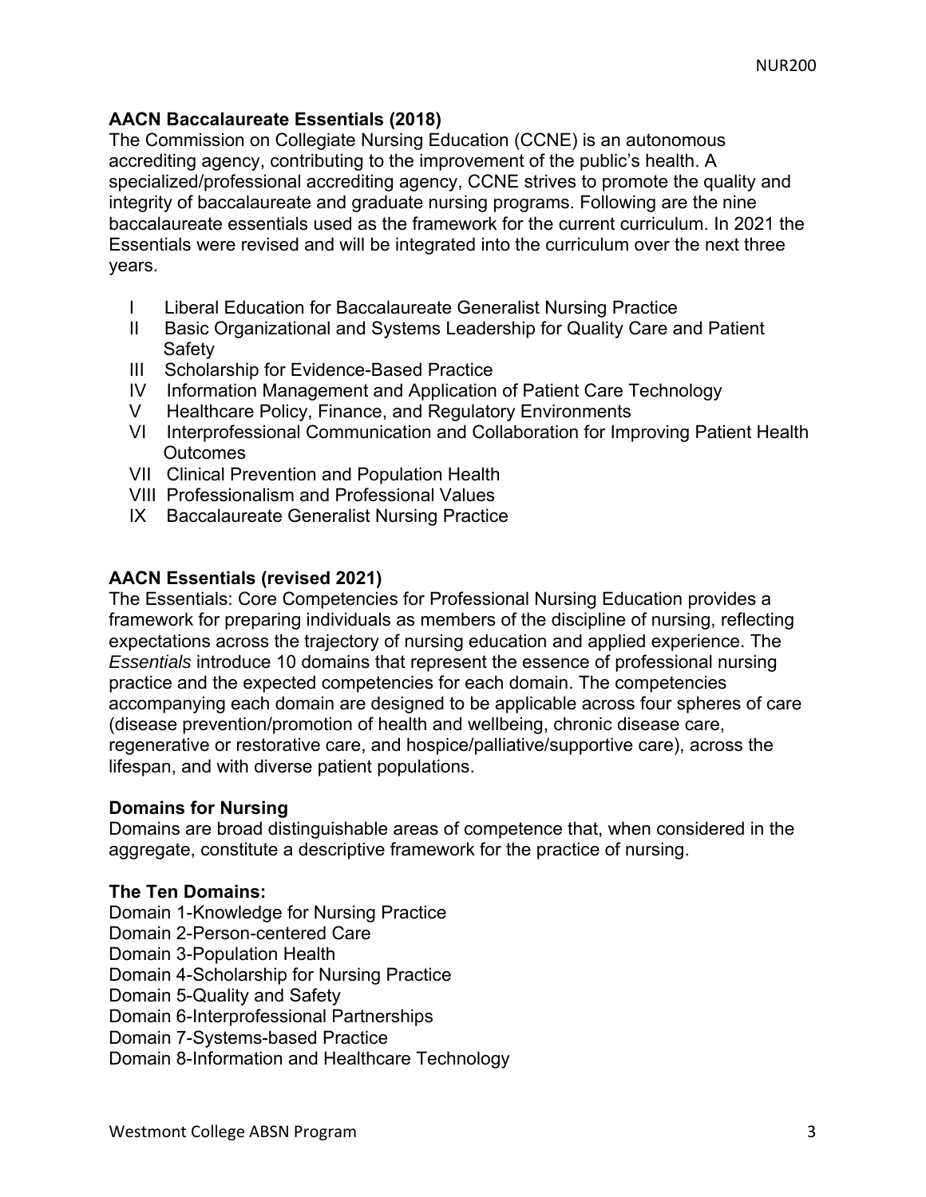**AACN Baccalaureate Essentials (2018)**

The Commission on Collegiate Nursing Education (CCNE) is an autonomous accrediting agency, contributing to the improvement of the public's health. A specialized/professional accrediting agency, CCNE strives to promote the quality and integrity of baccalaureate and graduate nursing programs. Following are the nine baccalaureate essentials used as the framework for the current curriculum. In 2021 the Essentials were revised and will be integrated into the curriculum over the next three years.

- I Liberal Education for Baccalaureate Generalist Nursing Practice
- II Basic Organizational and Systems Leadership for Quality Care and Patient Safety
- III Scholarship for Evidence-Based Practice
- IV Information Management and Application of Patient Care Technology
- V Healthcare Policy, Finance, and Regulatory Environments
- VI Interprofessional Communication and Collaboration for Improving Patient Health Outcomes
- VII Clinical Prevention and Population Health
- VIII Professionalism and Professional Values
- IX Baccalaureate Generalist Nursing Practice

**AACN Essentials (revised 2021)**

The Essentials: Core Competencies for Professional Nursing Education provides a framework for preparing individuals as members of the discipline of nursing, reflecting expectations across the trajectory of nursing education and applied experience. The *Essentials* introduce 10 domains that represent the essence of professional nursing practice and the expected competencies for each domain. The competencies accompanying each domain are designed to be applicable across four spheres of care (disease prevention/promotion of health and wellbeing, chronic disease care, regenerative or restorative care, and hospice/palliative/supportive care), across the lifespan, and with diverse patient populations.

**Domains for Nursing**

Domains are broad distinguishable areas of competence that, when considered in the aggregate, constitute a descriptive framework for the practice of nursing.

**The Ten Domains:**

Domain 1-Knowledge for Nursing Practice
Domain 2-Person-centered Care
Domain 3-Population Health
Domain 4-Scholarship for Nursing Practice
Domain 5-Quality and Safety
Domain 6-Interprofessional Partnerships
Domain 7-Systems-based Practice
Domain 8-Information and Healthcare Technology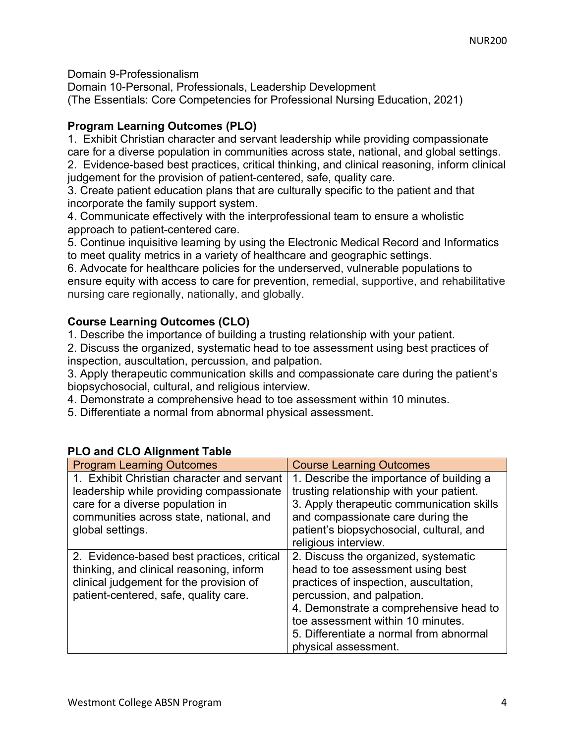Domain 9-Professionalism
Domain 10-Personal, Professionals, Leadership Development
(The Essentials: Core Competencies for Professional Nursing Education, 2021)

**Program Learning Outcomes (PLO)**

1. Exhibit Christian character and servant leadership while providing compassionate care for a diverse population in communities across state, national, and global settings.
2. Evidence-based best practices, critical thinking, and clinical reasoning, inform clinical judgement for the provision of patient-centered, safe, quality care.
3. Create patient education plans that are culturally specific to the patient and that incorporate the family support system.
4. Communicate effectively with the interprofessional team to ensure a wholistic approach to patient-centered care.
5. Continue inquisitive learning by using the Electronic Medical Record and Informatics to meet quality metrics in a variety of healthcare and geographic settings.
6. Advocate for healthcare policies for the underserved, vulnerable populations to ensure equity with access to care for prevention, remedial, supportive, and rehabilitative nursing care regionally, nationally, and globally.

**Course Learning Outcomes (CLO)**

1. Describe the importance of building a trusting relationship with your patient.
2. Discuss the organized, systematic head to toe assessment using best practices of inspection, auscultation, percussion, and palpation.
3. Apply therapeutic communication skills and compassionate care during the patient's biopsychosocial, cultural, and religious interview.
4. Demonstrate a comprehensive head to toe assessment within 10 minutes.
5. Differentiate a normal from abnormal physical assessment.

**PLO and CLO Alignment Table**

| Program Learning Outcomes | Course Learning Outcomes |
|---|---|
| 1. Exhibit Christian character and servant leadership while providing compassionate care for a diverse population in communities across state, national, and global settings. | 1. Describe the importance of building a trusting relationship with your patient.<br>3. Apply therapeutic communication skills and compassionate care during the patient's biopsychosocial, cultural, and religious interview. |
| 2. Evidence-based best practices, critical thinking, and clinical reasoning, inform clinical judgement for the provision of patient-centered, safe, quality care. | 2. Discuss the organized, systematic head to toe assessment using best practices of inspection, auscultation, percussion, and palpation.<br>4. Demonstrate a comprehensive head to toe assessment within 10 minutes.<br>5. Differentiate a normal from abnormal physical assessment. |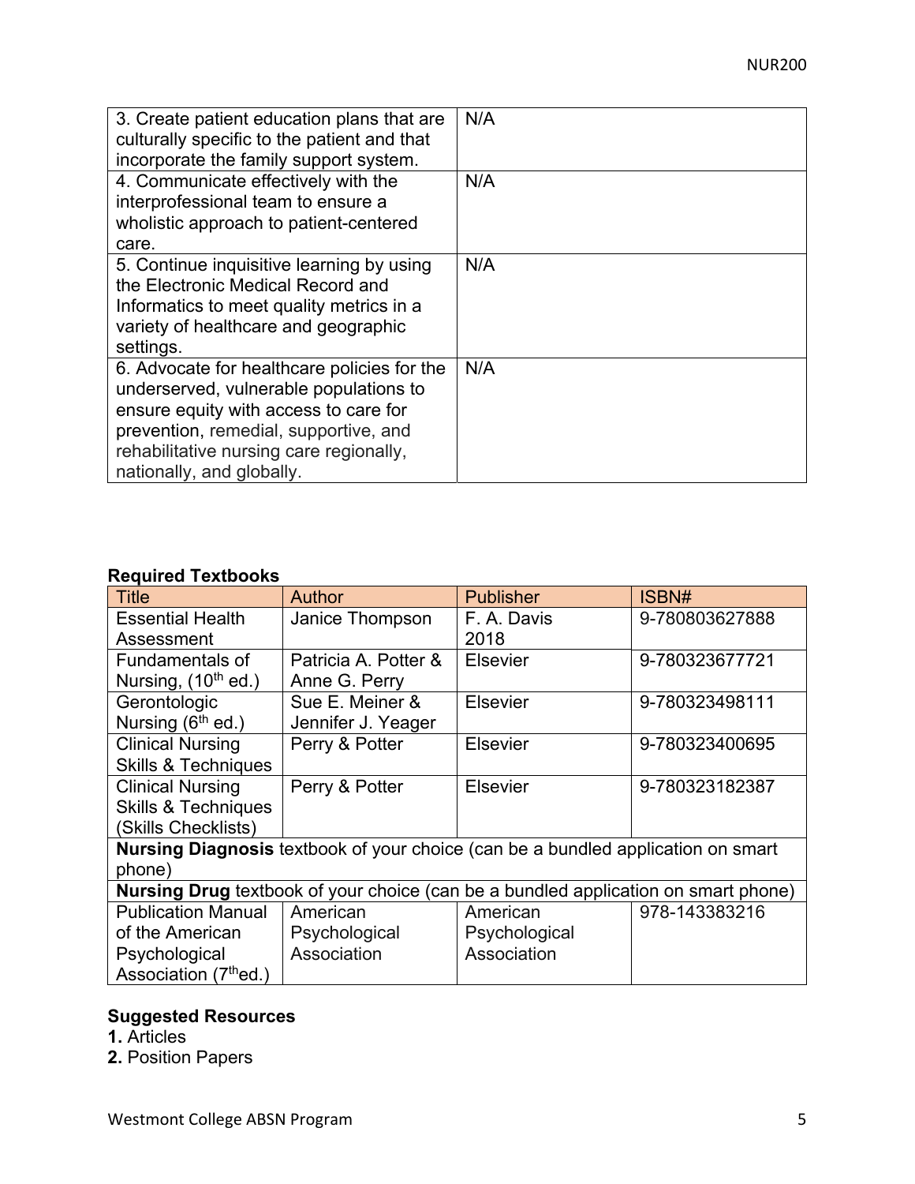| | |
|---|---|
| 3. Create patient education plans that are culturally specific to the patient and that incorporate the family support system. | N/A |
| 4. Communicate effectively with the interprofessional team to ensure a wholistic approach to patient-centered care. | N/A |
| 5. Continue inquisitive learning by using the Electronic Medical Record and Informatics to meet quality metrics in a variety of healthcare and geographic settings. | N/A |
| 6. Advocate for healthcare policies for the underserved, vulnerable populations to ensure equity with access to care for prevention, remedial, supportive, and rehabilitative nursing care regionally, nationally, and globally. | N/A |

**Required Textbooks**

| Title | Author | Publisher | ISBN# |
|---|---|---|---|
| Essential Health Assessment | Janice Thompson | F. A. Davis 2018 | 9-780803627888 |
| Fundamentals of Nursing, (10th ed.) | Patricia A. Potter & Anne G. Perry | Elsevier | 9-780323677721 |
| Gerontologic Nursing (6th ed.) | Sue E. Meiner & Jennifer J. Yeager | Elsevier | 9-780323498111 |
| Clinical Nursing Skills & Techniques | Perry & Potter | Elsevier | 9-780323400695 |
| Clinical Nursing Skills & Techniques (Skills Checklists) | Perry & Potter | Elsevier | 9-780323182387 |
| **Nursing Diagnosis** textbook of your choice (can be a bundled application on smart phone) | | | |
| **Nursing Drug** textbook of your choice (can be a bundled application on smart phone) | | | |
| Publication Manual of the American Psychological Association (7th ed.) | American Psychological Association | American Psychological Association | 978-143383216 |

**Suggested Resources**

**1.** Articles
**2.** Position Papers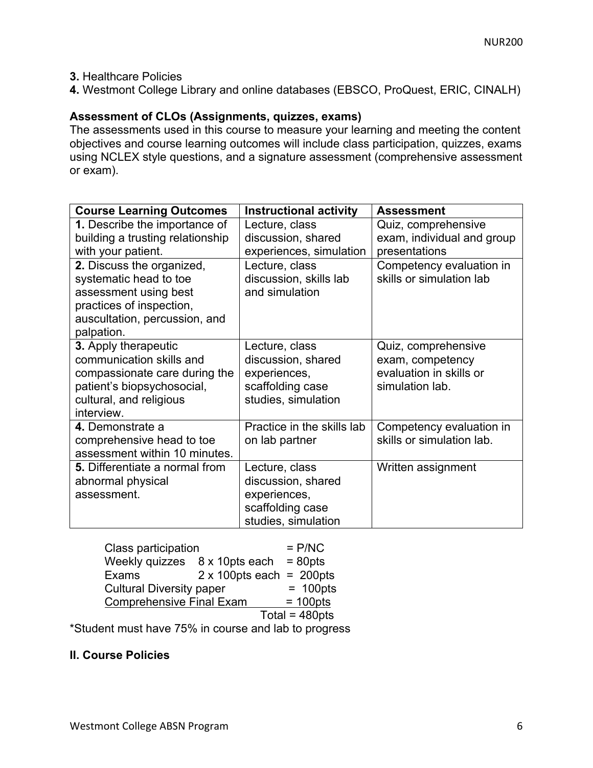**3.** Healthcare Policies

**4.** Westmont College Library and online databases (EBSCO, ProQuest, ERIC, CINALH)

**Assessment of CLOs (Assignments, quizzes, exams)**

The assessments used in this course to measure your learning and meeting the content objectives and course learning outcomes will include class participation, quizzes, exams using NCLEX style questions, and a signature assessment (comprehensive assessment or exam).

| Course Learning Outcomes | Instructional activity | Assessment |
|---|---|---|
| **1.** Describe the importance of building a trusting relationship with your patient. | Lecture, class discussion, shared experiences, simulation | Quiz, comprehensive exam, individual and group presentations |
| **2.** Discuss the organized, systematic head to toe assessment using best practices of inspection, auscultation, percussion, and palpation. | Lecture, class discussion, skills lab and simulation | Competency evaluation in skills or simulation lab |
| **3.** Apply therapeutic communication skills and compassionate care during the patient's biopsychosocial, cultural, and religious interview. | Lecture, class discussion, shared experiences, scaffolding case studies, simulation | Quiz, comprehensive exam, competency evaluation in skills or simulation lab. |
| **4.** Demonstrate a comprehensive head to toe assessment within 10 minutes. | Practice in the skills lab on lab partner | Competency evaluation in skills or simulation lab. |
| **5.** Differentiate a normal from abnormal physical assessment. | Lecture, class discussion, shared experiences, scaffolding case studies, simulation | Written assignment |

| Item | Breakdown | Points |
|---|---|---|
| Class participation | | = P/NC |
| Weekly quizzes | 8 x 10pts each | = 80pts |
| Exams | 2 x 100pts each | = 200pts |
| Cultural Diversity paper | | = 100pts |
| Comprehensive Final Exam | | = 100pts |
| | | Total = 480pts |

*Student must have 75% in course and lab to progress

## II. Course Policies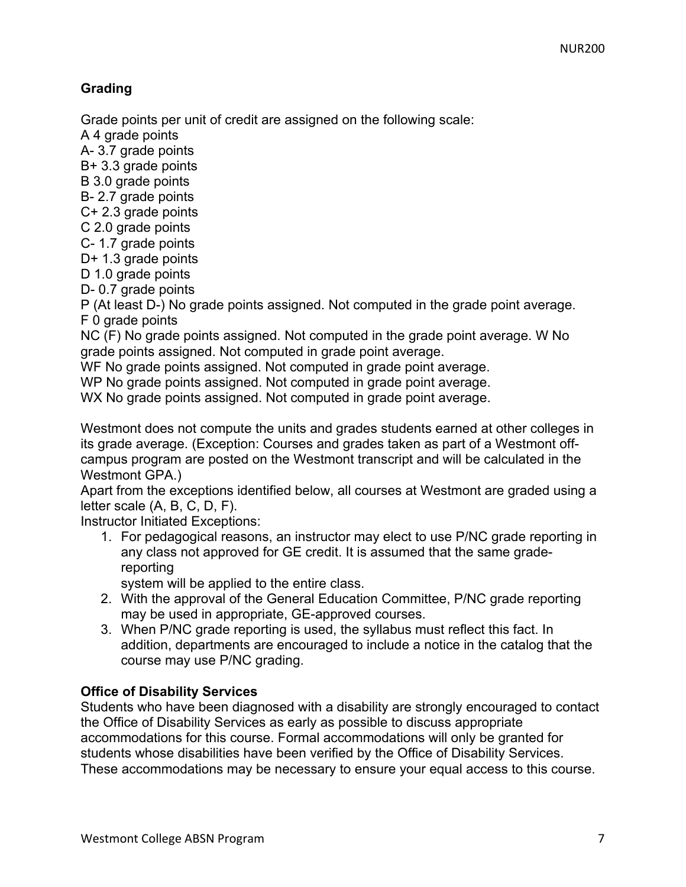### Grading

Grade points per unit of credit are assigned on the following scale:
A 4 grade points
A- 3.7 grade points
B+ 3.3 grade points
B 3.0 grade points
B- 2.7 grade points
C+ 2.3 grade points
C 2.0 grade points
C- 1.7 grade points
D+ 1.3 grade points
D 1.0 grade points
D- 0.7 grade points
P (At least D-) No grade points assigned. Not computed in the grade point average.
F 0 grade points
NC (F) No grade points assigned. Not computed in the grade point average. W No grade points assigned. Not computed in grade point average.
WF No grade points assigned. Not computed in grade point average.
WP No grade points assigned. Not computed in grade point average.
WX No grade points assigned. Not computed in grade point average.

Westmont does not compute the units and grades students earned at other colleges in its grade average. (Exception: Courses and grades taken as part of a Westmont off-campus program are posted on the Westmont transcript and will be calculated in the Westmont GPA.)
Apart from the exceptions identified below, all courses at Westmont are graded using a letter scale (A, B, C, D, F).
Instructor Initiated Exceptions:

1. For pedagogical reasons, an instructor may elect to use P/NC grade reporting in any class not approved for GE credit. It is assumed that the same grade-reporting system will be applied to the entire class.
2. With the approval of the General Education Committee, P/NC grade reporting may be used in appropriate, GE-approved courses.
3. When P/NC grade reporting is used, the syllabus must reflect this fact. In addition, departments are encouraged to include a notice in the catalog that the course may use P/NC grading.

### Office of Disability Services

Students who have been diagnosed with a disability are strongly encouraged to contact the Office of Disability Services as early as possible to discuss appropriate accommodations for this course. Formal accommodations will only be granted for students whose disabilities have been verified by the Office of Disability Services. These accommodations may be necessary to ensure your equal access to this course.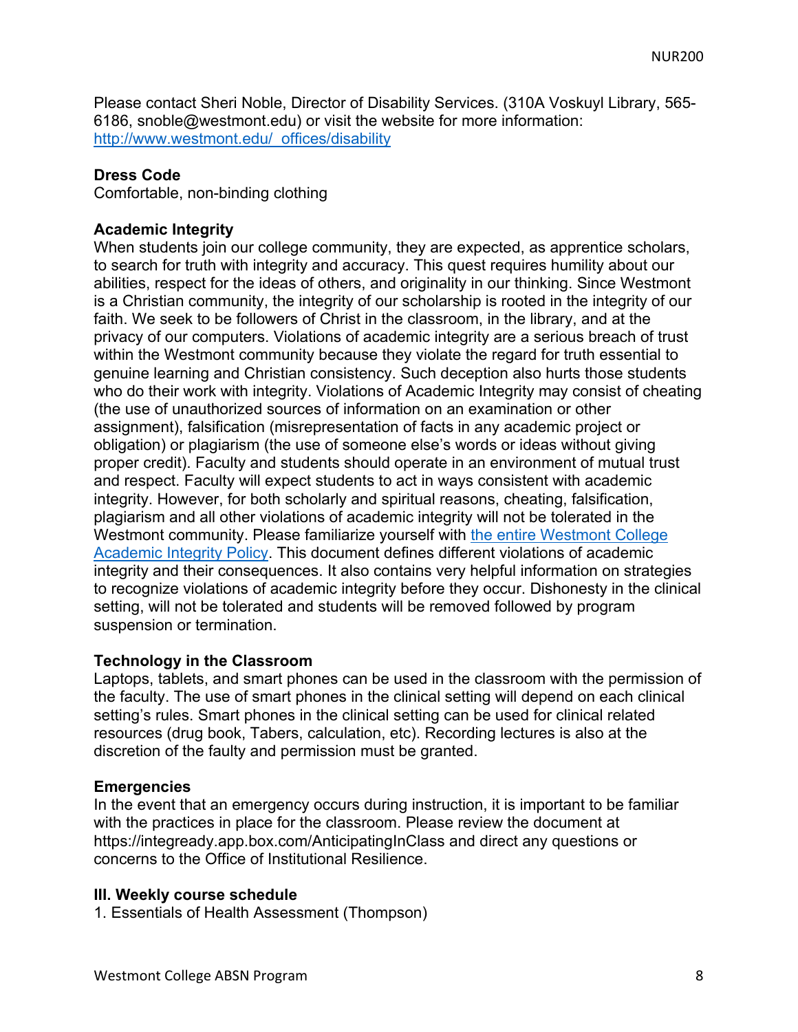Please contact Sheri Noble, Director of Disability Services. (310A Voskuyl Library, 565-6186, snoble@westmont.edu) or visit the website for more information: [http://www.westmont.edu/_offices/disability](http://www.westmont.edu/_offices/disability)

**Dress Code**
Comfortable, non-binding clothing

**Academic Integrity**
When students join our college community, they are expected, as apprentice scholars, to search for truth with integrity and accuracy. This quest requires humility about our abilities, respect for the ideas of others, and originality in our thinking. Since Westmont is a Christian community, the integrity of our scholarship is rooted in the integrity of our faith. We seek to be followers of Christ in the classroom, in the library, and at the privacy of our computers. Violations of academic integrity are a serious breach of trust within the Westmont community because they violate the regard for truth essential to genuine learning and Christian consistency. Such deception also hurts those students who do their work with integrity. Violations of Academic Integrity may consist of cheating (the use of unauthorized sources of information on an examination or other assignment), falsification (misrepresentation of facts in any academic project or obligation) or plagiarism (the use of someone else's words or ideas without giving proper credit). Faculty and students should operate in an environment of mutual trust and respect. Faculty will expect students to act in ways consistent with academic integrity. However, for both scholarly and spiritual reasons, cheating, falsification, plagiarism and all other violations of academic integrity will not be tolerated in the Westmont community. Please familiarize yourself with the entire Westmont College Academic Integrity Policy. This document defines different violations of academic integrity and their consequences. It also contains very helpful information on strategies to recognize violations of academic integrity before they occur. Dishonesty in the clinical setting, will not be tolerated and students will be removed followed by program suspension or termination.

**Technology in the Classroom**
Laptops, tablets, and smart phones can be used in the classroom with the permission of the faculty. The use of smart phones in the clinical setting will depend on each clinical setting's rules. Smart phones in the clinical setting can be used for clinical related resources (drug book, Tabers, calculation, etc). Recording lectures is also at the discretion of the faulty and permission must be granted.

**Emergencies**
In the event that an emergency occurs during instruction, it is important to be familiar with the practices in place for the classroom. Please review the document at https://integready.app.box.com/AnticipatingInClass and direct any questions or concerns to the Office of Institutional Resilience.

**III. Weekly course schedule**

1. Essentials of Health Assessment (Thompson)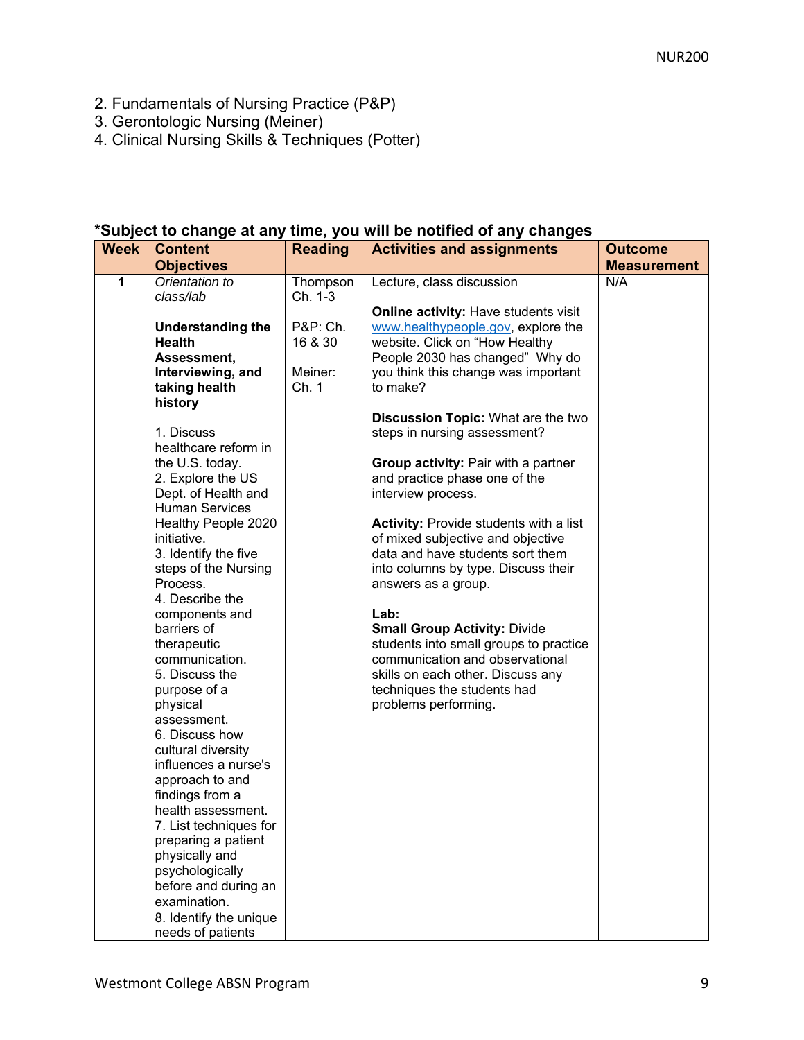2. Fundamentals of Nursing Practice (P&P)
3. Gerontologic Nursing (Meiner)
4. Clinical Nursing Skills & Techniques (Potter)

**\*Subject to change at any time, you will be notified of any changes**

| Week | Content Objectives | Reading | Activities and assignments | Outcome Measurement |
|---|---|---|---|---|
| **1** | *Orientation to class/lab*<br><br>**Understanding the Health Assessment, Interviewing, and taking health history**<br><br>1. Discuss healthcare reform in the U.S. today.<br>2. Explore the US Dept. of Health and Human Services Healthy People 2020 initiative.<br>3. Identify the five steps of the Nursing Process.<br>4. Describe the components and barriers of therapeutic communication.<br>5. Discuss the purpose of a physical assessment.<br>6. Discuss how cultural diversity influences a nurse's approach to and findings from a health assessment.<br>7. List techniques for preparing a patient physically and psychologically before and during an examination.<br>8. Identify the unique needs of patients | Thompson Ch. 1-3<br><br>P&P: Ch. 16 & 30<br><br>Meiner: Ch. 1 | Lecture, class discussion<br><br>**Online activity:** Have students visit www.healthypeople.gov, explore the website. Click on "How Healthy People 2030 has changed" Why do you think this change was important to make?<br><br>**Discussion Topic:** What are the two steps in nursing assessment?<br><br>**Group activity:** Pair with a partner and practice phase one of the interview process.<br><br>**Activity:** Provide students with a list of mixed subjective and objective data and have students sort them into columns by type. Discuss their answers as a group.<br><br>**Lab:**<br>**Small Group Activity:** Divide students into small groups to practice communication and observational skills on each other. Discuss any techniques the students had problems performing. | N/A |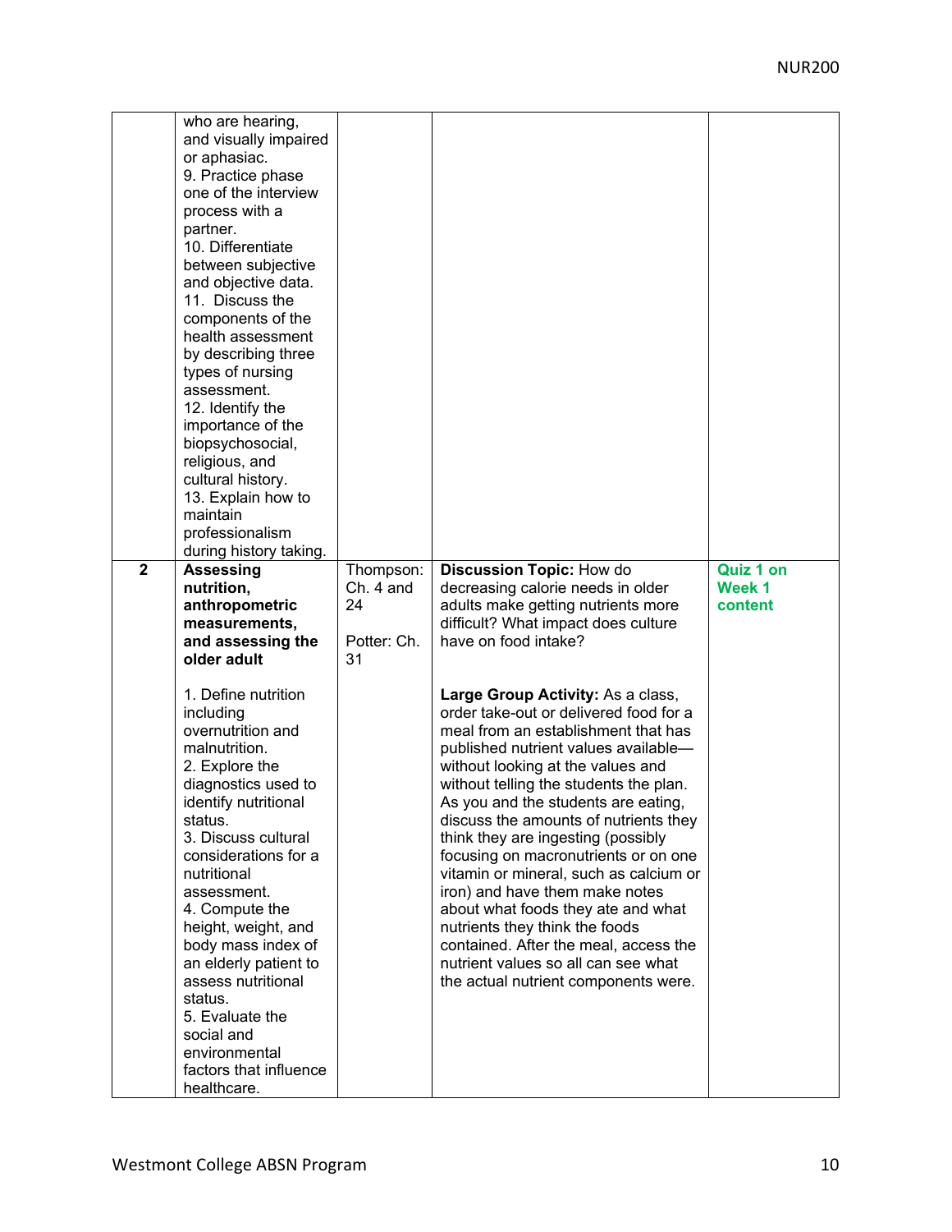| | | | | |
|---|---|---|---|---|
| | who are hearing, and visually impaired or aphasiac.<br>9. Practice phase one of the interview process with a partner.<br>10. Differentiate between subjective and objective data.<br>11. Discuss the components of the health assessment by describing three types of nursing assessment.<br>12. Identify the importance of the biopsychosocial, religious, and cultural history.<br>13. Explain how to maintain professionalism during history taking. | | | |
| **2** | **Assessing nutrition, anthropometric measurements, and assessing the older adult**<br><br>1. Define nutrition including overnutrition and malnutrition.<br>2. Explore the diagnostics used to identify nutritional status.<br>3. Discuss cultural considerations for a nutritional assessment.<br>4. Compute the height, weight, and body mass index of an elderly patient to assess nutritional status.<br>5. Evaluate the social and environmental factors that influence healthcare. | Thompson: Ch. 4 and 24<br><br>Potter: Ch. 31 | **Discussion Topic:** How do decreasing calorie needs in older adults make getting nutrients more difficult? What impact does culture have on food intake?<br><br>**Large Group Activity:** As a class, order take-out or delivered food for a meal from an establishment that has published nutrient values available—without looking at the values and without telling the students the plan. As you and the students are eating, discuss the amounts of nutrients they think they are ingesting (possibly focusing on macronutrients or on one vitamin or mineral, such as calcium or iron) and have them make notes about what foods they ate and what nutrients they think the foods contained. After the meal, access the nutrient values so all can see what the actual nutrient components were. | **Quiz 1 on Week 1 content** |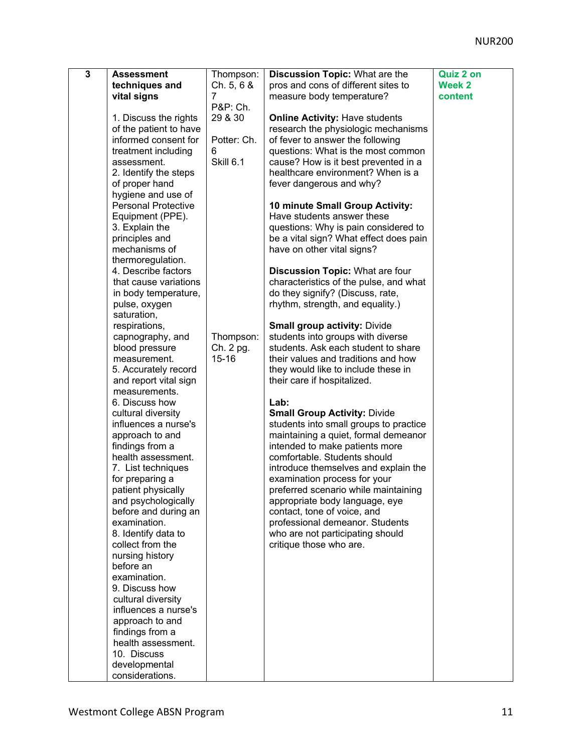| 3 | **Assessment techniques and vital signs**<br><br>1. Discuss the rights of the patient to have informed consent for treatment including assessment.<br>2. Identify the steps of proper hand hygiene and use of Personal Protective Equipment (PPE).<br>3. Explain the principles and mechanisms of thermoregulation.<br>4. Describe factors that cause variations in body temperature, pulse, oxygen saturation, respirations, capnography, and blood pressure measurement.<br>5. Accurately record and report vital sign measurements.<br>6. Discuss how cultural diversity influences a nurse's approach to and findings from a health assessment.<br>7. List techniques for preparing a patient physically and psychologically before and during an examination.<br>8. Identify data to collect from the nursing history before an examination.<br>9. Discuss how cultural diversity influences a nurse's approach to and findings from a health assessment.<br>10. Discuss developmental considerations. | Thompson: Ch. 5, 6 & 7<br>P&P: Ch. 29 & 30<br><br>Potter: Ch. 6<br>Skill 6.1<br><br>Thompson: Ch. 2 pg. 15-16 | **Discussion Topic:** What are the pros and cons of different sites to measure body temperature?<br><br>**Online Activity:** Have students research the physiologic mechanisms of fever to answer the following questions: What is the most common cause? How is it best prevented in a healthcare environment? When is a fever dangerous and why?<br><br>**10 minute Small Group Activity:** Have students answer these questions: Why is pain considered to be a vital sign? What effect does pain have on other vital signs?<br><br>**Discussion Topic:** What are four characteristics of the pulse, and what do they signify? (Discuss, rate, rhythm, strength, and equality.)<br><br>**Small group activity:** Divide students into groups with diverse students. Ask each student to share their values and traditions and how they would like to include these in their care if hospitalized.<br><br>**Lab:**<br>**Small Group Activity:** Divide students into small groups to practice maintaining a quiet, formal demeanor intended to make patients more comfortable. Students should introduce themselves and explain the examination process for your preferred scenario while maintaining appropriate body language, eye contact, tone of voice, and professional demeanor. Students who are not participating should critique those who are. | **Quiz 2 on Week 2 content** |
|---|---|---|---|---|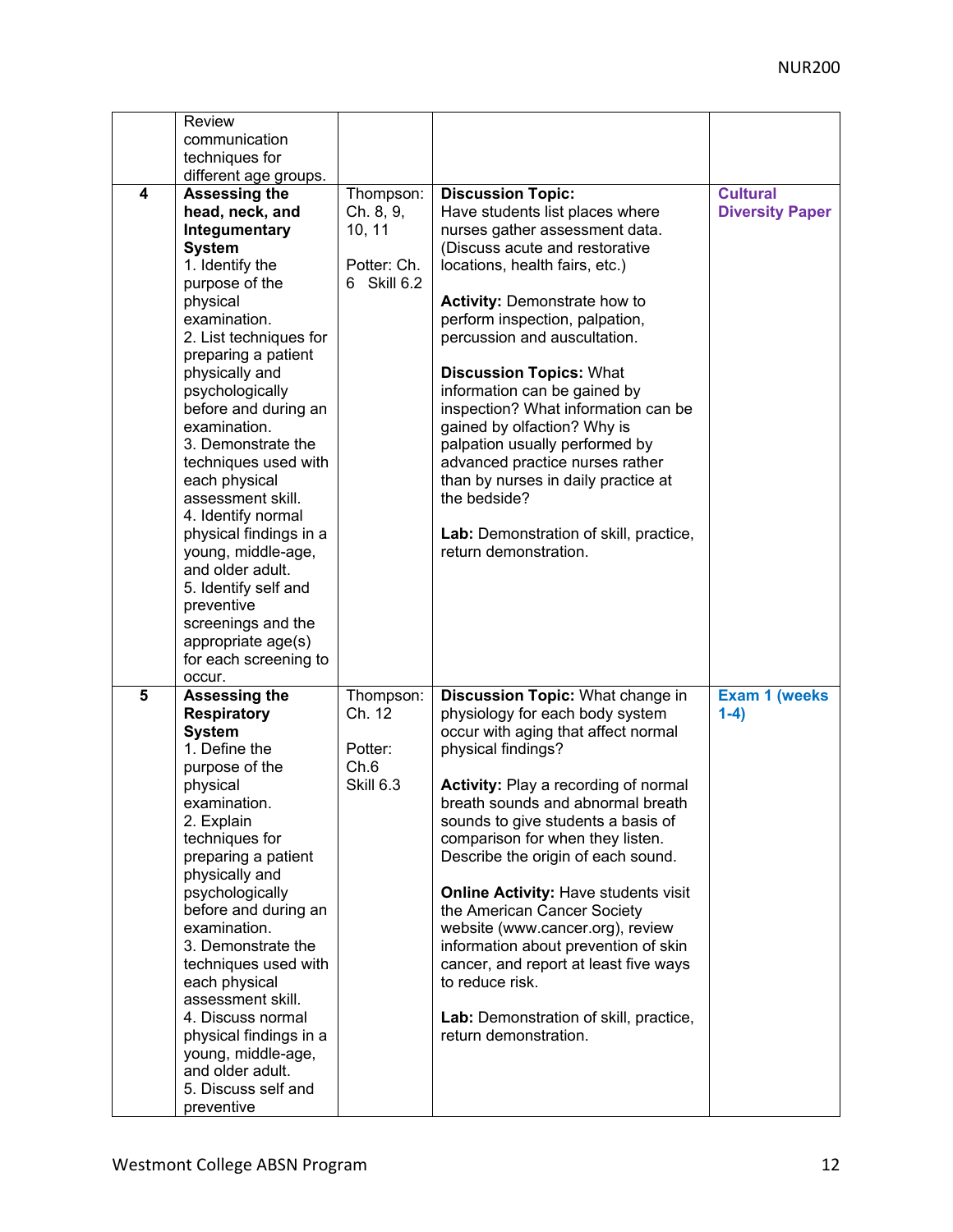| | | | | |
|---|---|---|---|---|
| | Review communication techniques for different age groups. | | | |
| 4 | **Assessing the head, neck, and Integumentary System**<br>1. Identify the purpose of the physical examination.<br>2. List techniques for preparing a patient physically and psychologically before and during an examination.<br>3. Demonstrate the techniques used with each physical assessment skill.<br>4. Identify normal physical findings in a young, middle-age, and older adult.<br>5. Identify self and preventive screenings and the appropriate age(s) for each screening to occur. | Thompson: Ch. 8, 9, 10, 11<br><br>Potter: Ch. 6 Skill 6.2 | **Discussion Topic:** Have students list places where nurses gather assessment data. (Discuss acute and restorative locations, health fairs, etc.)<br><br>**Activity:** Demonstrate how to perform inspection, palpation, percussion and auscultation.<br><br>**Discussion Topics:** What information can be gained by inspection? What information can be gained by olfaction? Why is palpation usually performed by advanced practice nurses rather than by nurses in daily practice at the bedside?<br><br>**Lab:** Demonstration of skill, practice, return demonstration. | **Cultural Diversity Paper** |
| 5 | **Assessing the Respiratory System**<br>1. Define the purpose of the physical examination.<br>2. Explain techniques for preparing a patient physically and psychologically before and during an examination.<br>3. Demonstrate the techniques used with each physical assessment skill.<br>4. Discuss normal physical findings in a young, middle-age, and older adult.<br>5. Discuss self and preventive | Thompson: Ch. 12<br><br>Potter: Ch.6 Skill 6.3 | **Discussion Topic:** What change in physiology for each body system occur with aging that affect normal physical findings?<br><br>**Activity:** Play a recording of normal breath sounds and abnormal breath sounds to give students a basis of comparison for when they listen. Describe the origin of each sound.<br><br>**Online Activity:** Have students visit the American Cancer Society website (www.cancer.org), review information about prevention of skin cancer, and report at least five ways to reduce risk.<br><br>**Lab:** Demonstration of skill, practice, return demonstration. | **Exam 1 (weeks 1-4)** |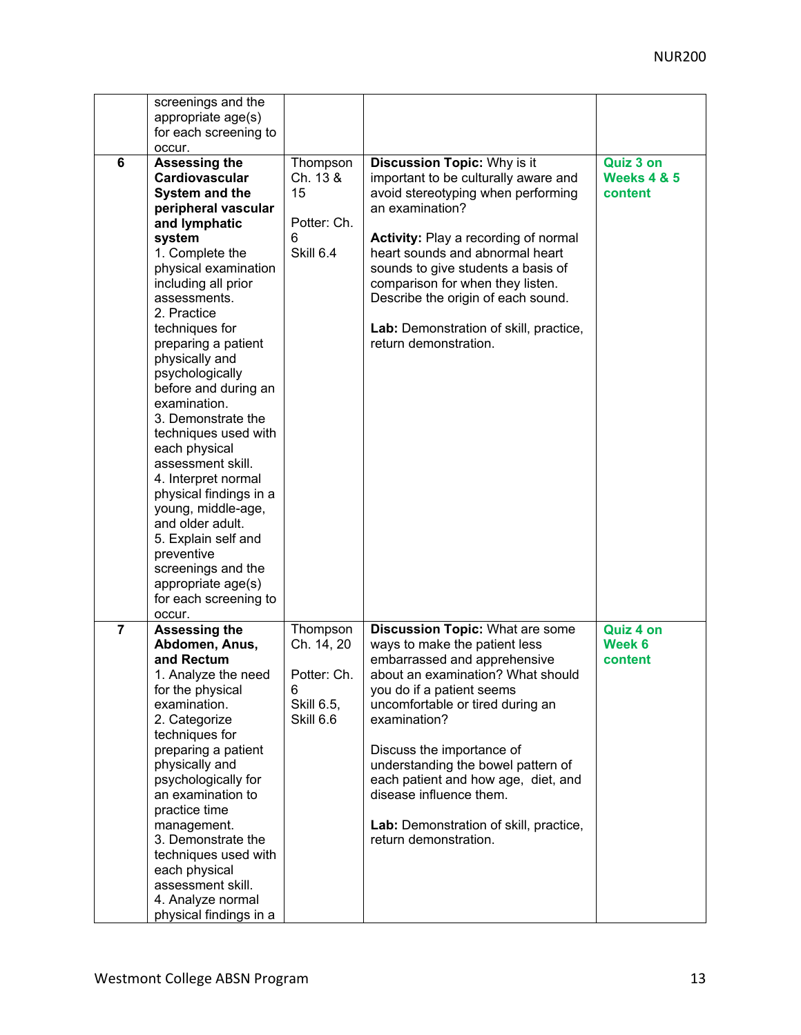| | | | | |
|---|---|---|---|---|
| | screenings and the appropriate age(s) for each screening to occur. | | | |
| 6 | **Assessing the Cardiovascular System and the peripheral vascular and lymphatic system**<br>1. Complete the physical examination including all prior assessments.<br>2. Practice techniques for preparing a patient physically and psychologically before and during an examination.<br>3. Demonstrate the techniques used with each physical assessment skill.<br>4. Interpret normal physical findings in a young, middle-age, and older adult.<br>5. Explain self and preventive screenings and the appropriate age(s) for each screening to occur. | Thompson Ch. 13 & 15<br><br>Potter: Ch. 6<br>Skill 6.4 | **Discussion Topic:** Why is it important to be culturally aware and avoid stereotyping when performing an examination?<br><br>**Activity:** Play a recording of normal heart sounds and abnormal heart sounds to give students a basis of comparison for when they listen. Describe the origin of each sound.<br><br>**Lab:** Demonstration of skill, practice, return demonstration. | **Quiz 3 on Weeks 4 & 5 content** |
| 7 | **Assessing the Abdomen, Anus, and Rectum**<br>1. Analyze the need for the physical examination.<br>2. Categorize techniques for preparing a patient physically and psychologically for an examination to practice time management.<br>3. Demonstrate the techniques used with each physical assessment skill.<br>4. Analyze normal physical findings in a | Thompson Ch. 14, 20<br><br>Potter: Ch. 6<br>Skill 6.5, Skill 6.6 | **Discussion Topic:** What are some ways to make the patient less embarrassed and apprehensive about an examination? What should you do if a patient seems uncomfortable or tired during an examination?<br><br>Discuss the importance of understanding the bowel pattern of each patient and how age, diet, and disease influence them.<br><br>**Lab:** Demonstration of skill, practice, return demonstration. | **Quiz 4 on Week 6 content** |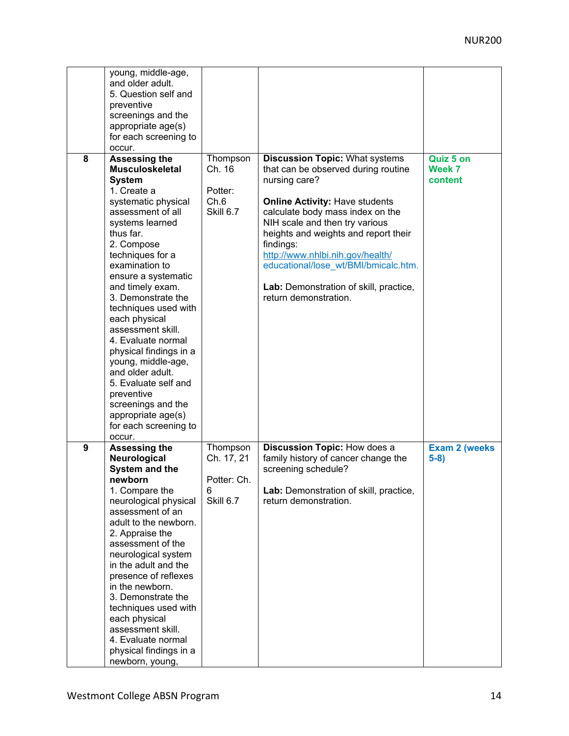| | | | | |
|---|---|---|---|---|
| | young, middle-age, and older adult.<br>5. Question self and preventive screenings and the appropriate age(s) for each screening to occur. | | | |
| 8 | **Assessing the Musculoskeletal System**<br>1. Create a systematic physical assessment of all systems learned thus far.<br>2. Compose techniques for a examination to ensure a systematic and timely exam.<br>3. Demonstrate the techniques used with each physical assessment skill.<br>4. Evaluate normal physical findings in a young, middle-age, and older adult.<br>5. Evaluate self and preventive screenings and the appropriate age(s) for each screening to occur. | Thompson Ch. 16<br><br>Potter: Ch.6<br>Skill 6.7 | **Discussion Topic:** What systems that can be observed during routine nursing care?<br><br>**Online Activity:** Have students calculate body mass index on the NIH scale and then try various heights and weights and report their findings: http://www.nhlbi.nih.gov/health/educational/lose_wt/BMI/bmicalc.htm.<br><br>**Lab:** Demonstration of skill, practice, return demonstration. | **Quiz 5 on Week 7 content** |
| 9 | **Assessing the Neurological System and the newborn**<br>1. Compare the neurological physical assessment of an adult to the newborn.<br>2. Appraise the assessment of the neurological system in the adult and the presence of reflexes in the newborn.<br>3. Demonstrate the techniques used with each physical assessment skill.<br>4. Evaluate normal physical findings in a newborn, young, | Thompson Ch. 17, 21<br><br>Potter: Ch. 6<br>Skill 6.7 | **Discussion Topic:** How does a family history of cancer change the screening schedule?<br><br>**Lab:** Demonstration of skill, practice, return demonstration. | **Exam 2 (weeks 5-8)** |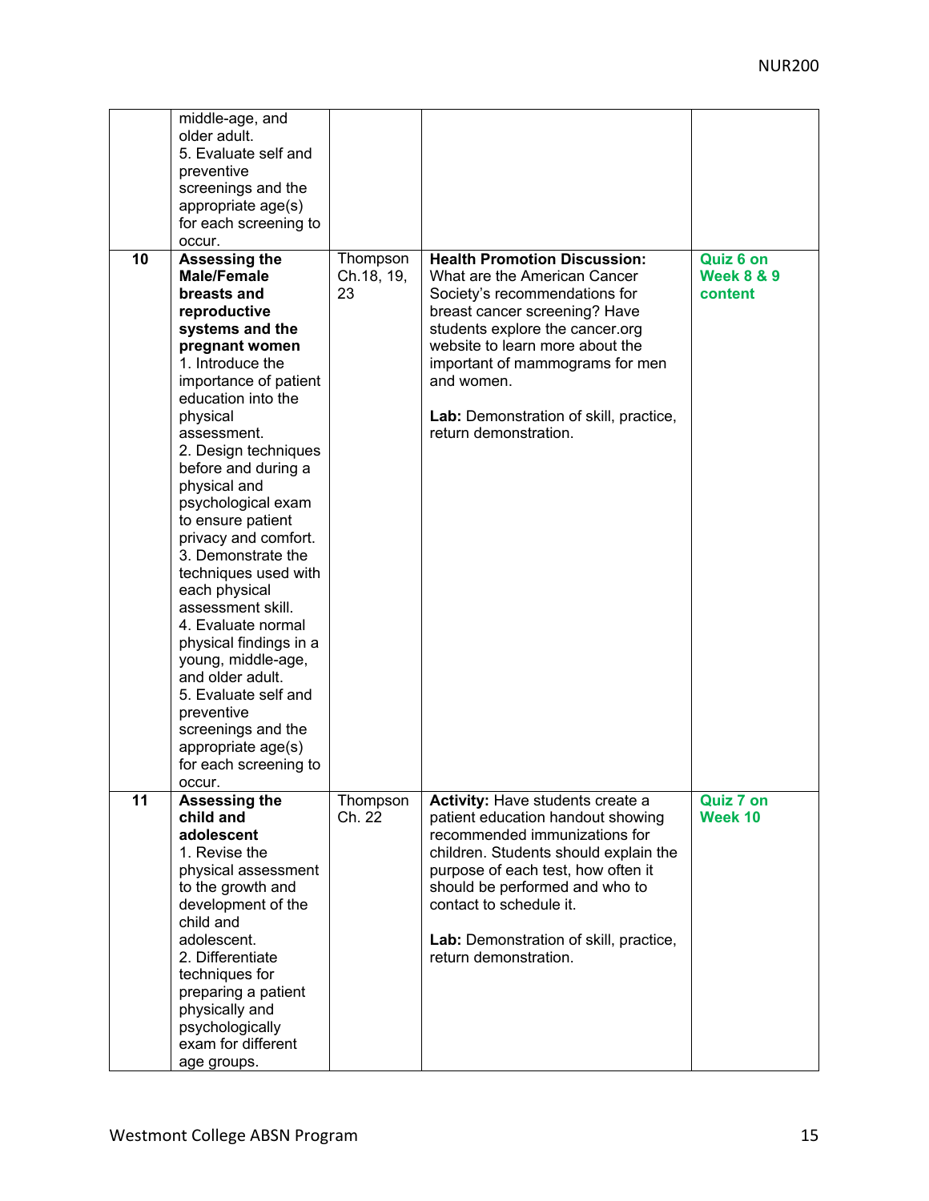| | | | | |
|---|---|---|---|---|
| | middle-age, and older adult.<br>5. Evaluate self and preventive screenings and the appropriate age(s) for each screening to occur. | | | |
| 10 | **Assessing the Male/Female breasts and reproductive systems and the pregnant women**<br>1. Introduce the importance of patient education into the physical assessment.<br>2. Design techniques before and during a physical and psychological exam to ensure patient privacy and comfort.<br>3. Demonstrate the techniques used with each physical assessment skill.<br>4. Evaluate normal physical findings in a young, middle-age, and older adult.<br>5. Evaluate self and preventive screenings and the appropriate age(s) for each screening to occur. | Thompson Ch.18, 19, 23 | **Health Promotion Discussion:** What are the American Cancer Society's recommendations for breast cancer screening? Have students explore the cancer.org website to learn more about the important of mammograms for men and women.<br><br>**Lab:** Demonstration of skill, practice, return demonstration. | **Quiz 6 on Week 8 & 9 content** |
| 11 | **Assessing the child and adolescent**<br>1. Revise the physical assessment to the growth and development of the child and adolescent.<br>2. Differentiate techniques for preparing a patient physically and psychologically exam for different age groups. | Thompson Ch. 22 | **Activity:** Have students create a patient education handout showing recommended immunizations for children. Students should explain the purpose of each test, how often it should be performed and who to contact to schedule it.<br><br>**Lab:** Demonstration of skill, practice, return demonstration. | **Quiz 7 on Week 10** |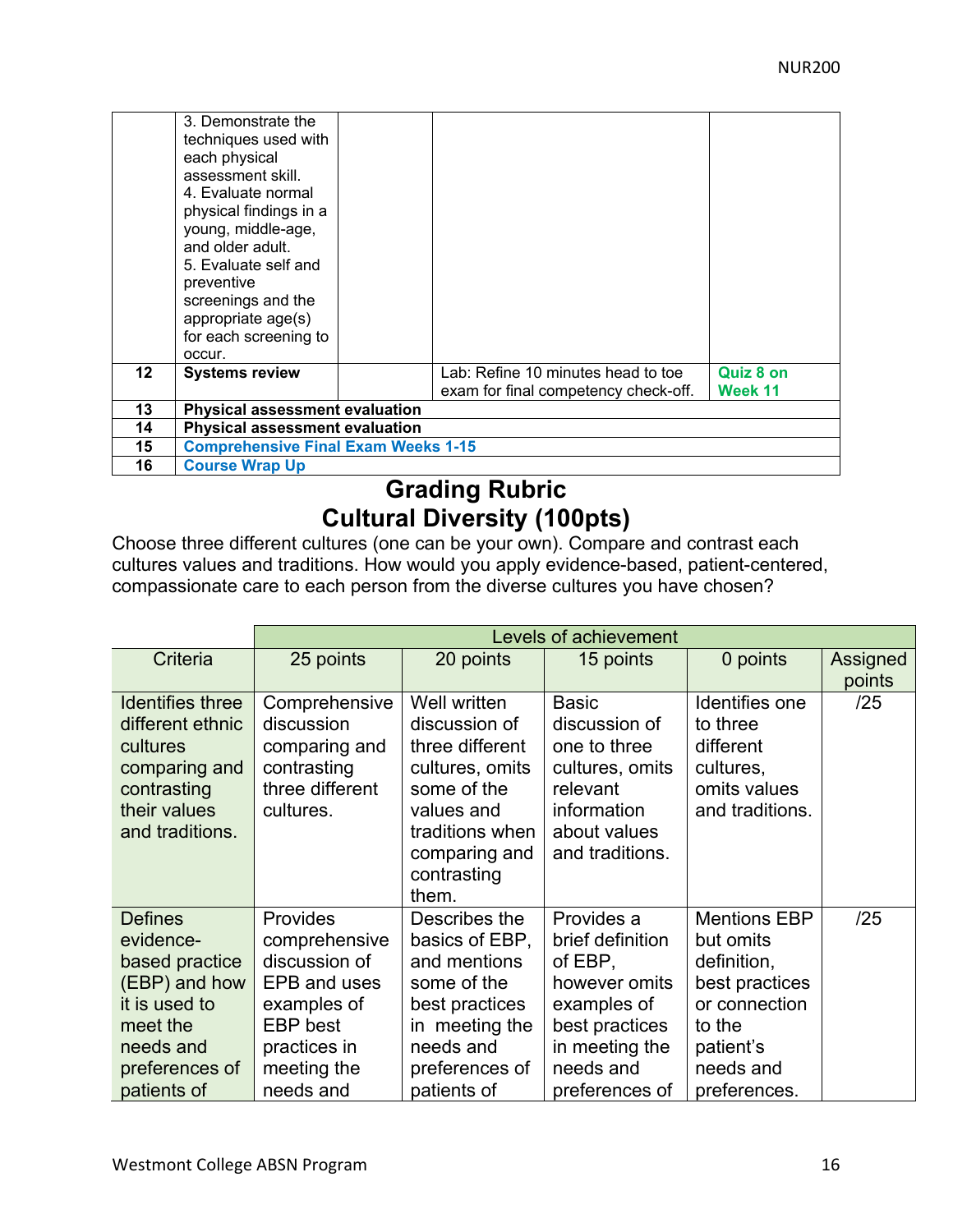| | | | | |
|---|---|---|---|---|
| | 3. Demonstrate the techniques used with each physical assessment skill.<br>4. Evaluate normal physical findings in a young, middle-age, and older adult.<br>5. Evaluate self and preventive screenings and the appropriate age(s) for each screening to occur. | | | |
| **12** | **Systems review** | | Lab: Refine 10 minutes head to toe exam for final competency check-off. | **Quiz 8 on Week 11** |
| **13** | **Physical assessment evaluation** | | | |
| **14** | **Physical assessment evaluation** | | | |
| **15** | **Comprehensive Final Exam Weeks 1-15** | | | |
| **16** | **Course Wrap Up** | | | |

## Grading Rubric
## Cultural Diversity (100pts)

Choose three different cultures (one can be your own). Compare and contrast each cultures values and traditions. How would you apply evidence-based, patient-centered, compassionate care to each person from the diverse cultures you have chosen?

| | Levels of achievement | | | | |
|---|---|---|---|---|---|
| Criteria | 25 points | 20 points | 15 points | 0 points | Assigned points |
| Identifies three different ethnic cultures comparing and contrasting their values and traditions. | Comprehensive discussion comparing and contrasting three different cultures. | Well written discussion of three different cultures, omits some of the values and traditions when comparing and contrasting them. | Basic discussion of one to three cultures, omits relevant information about values and traditions. | Identifies one to three different cultures, omits values and traditions. | /25 |
| Defines evidence-based practice (EBP) and how it is used to meet the needs and preferences of patients of | Provides comprehensive discussion of EPB and uses examples of EBP best practices in meeting the needs and | Describes the basics of EBP, and mentions some of the best practices in meeting the needs and preferences of patients of | Provides a brief definition of EBP, however omits examples of best practices in meeting the needs and preferences of | Mentions EBP but omits definition, best practices or connection to the patient's needs and preferences. | /25 |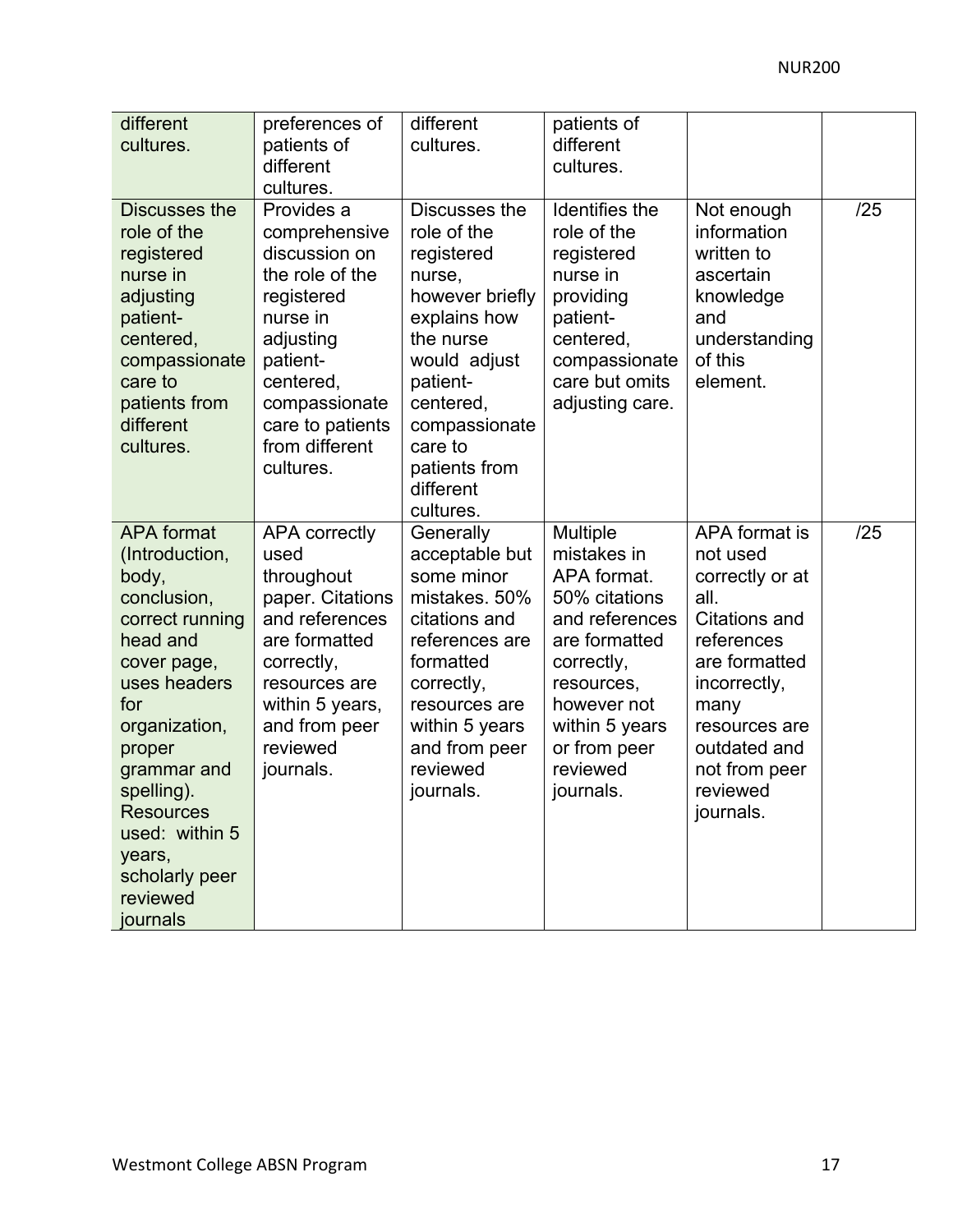| different cultures. | preferences of patients of different cultures. | different cultures. | patients of different cultures. | | |
|---|---|---|---|---|---|
| Discusses the role of the registered nurse in adjusting patient-centered, compassionate care to patients from different cultures. | Provides a comprehensive discussion on the role of the registered nurse in adjusting patient-centered, compassionate care to patients from different cultures. | Discusses the role of the registered nurse, however briefly explains how the nurse would adjust patient-centered, compassionate care to patients from different cultures. | Identifies the role of the registered nurse in providing patient-centered, compassionate care but omits adjusting care. | Not enough information written to ascertain knowledge and understanding of this element. | /25 |
| APA format (Introduction, body, conclusion, correct running head and cover page, uses headers for organization, proper grammar and spelling). Resources used: within 5 years, scholarly peer reviewed journals | APA correctly used throughout paper. Citations and references are formatted correctly, resources are within 5 years, and from peer reviewed journals. | Generally acceptable but some minor mistakes. 50% citations and references are formatted correctly, resources are within 5 years and from peer reviewed journals. | Multiple mistakes in APA format. 50% citations and references are formatted correctly, resources, however not within 5 years or from peer reviewed journals. | APA format is not used correctly or at all. Citations and references are formatted incorrectly, many resources are outdated and not from peer reviewed journals. | /25 |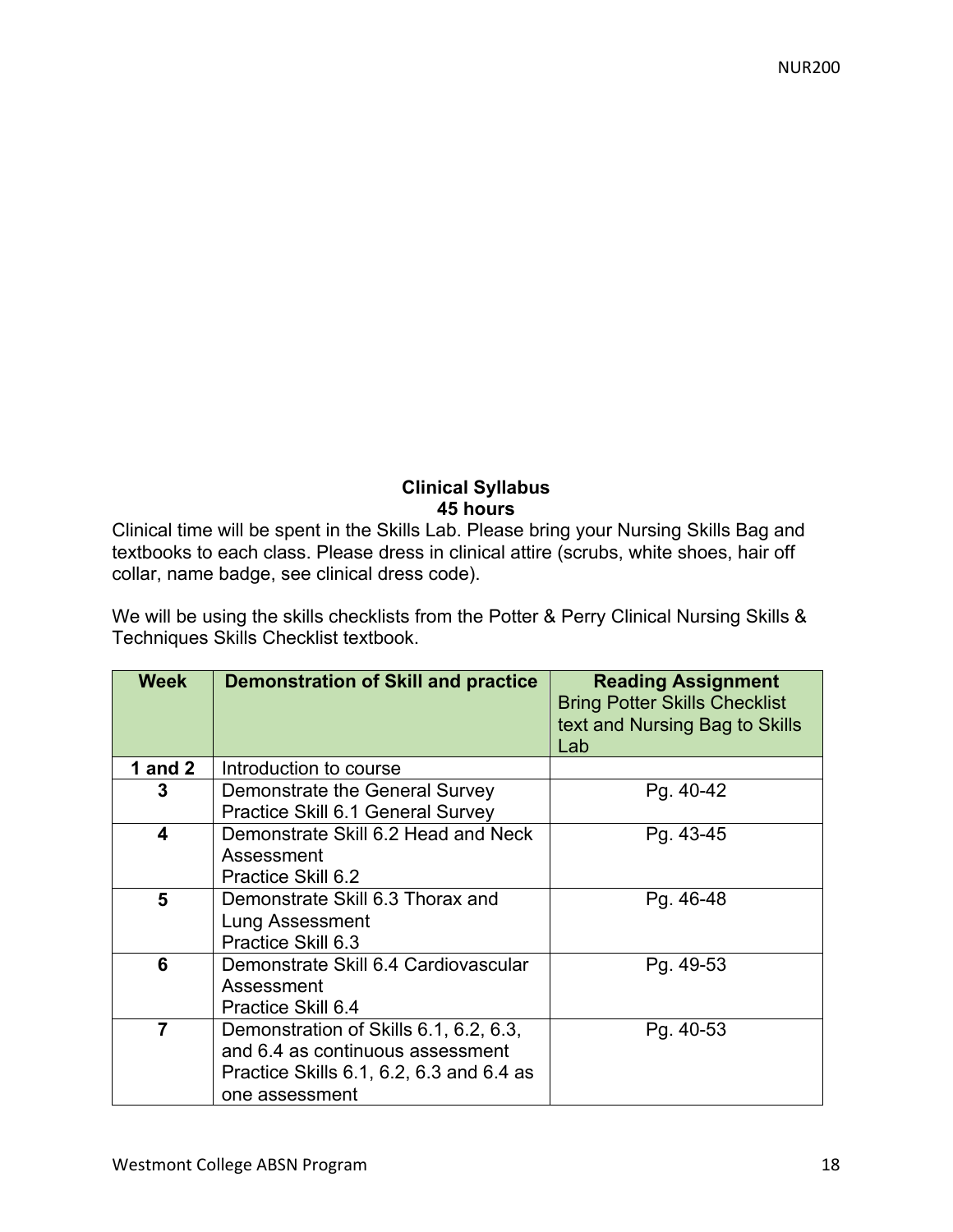**Clinical Syllabus**
**45 hours**

Clinical time will be spent in the Skills Lab. Please bring your Nursing Skills Bag and textbooks to each class. Please dress in clinical attire (scrubs, white shoes, hair off collar, name badge, see clinical dress code).

We will be using the skills checklists from the Potter & Perry Clinical Nursing Skills & Techniques Skills Checklist textbook.

| Week | Demonstration of Skill and practice | **Reading Assignment** Bring Potter Skills Checklist text and Nursing Bag to Skills Lab |
|---|---|---|
| **1 and 2** | Introduction to course | |
| **3** | Demonstrate the General Survey<br>Practice Skill 6.1 General Survey | Pg. 40-42 |
| **4** | Demonstrate Skill 6.2 Head and Neck Assessment<br>Practice Skill 6.2 | Pg. 43-45 |
| **5** | Demonstrate Skill 6.3 Thorax and Lung Assessment<br>Practice Skill 6.3 | Pg. 46-48 |
| **6** | Demonstrate Skill 6.4 Cardiovascular Assessment<br>Practice Skill 6.4 | Pg. 49-53 |
| **7** | Demonstration of Skills 6.1, 6.2, 6.3, and 6.4 as continuous assessment<br>Practice Skills 6.1, 6.2, 6.3 and 6.4 as one assessment | Pg. 40-53 |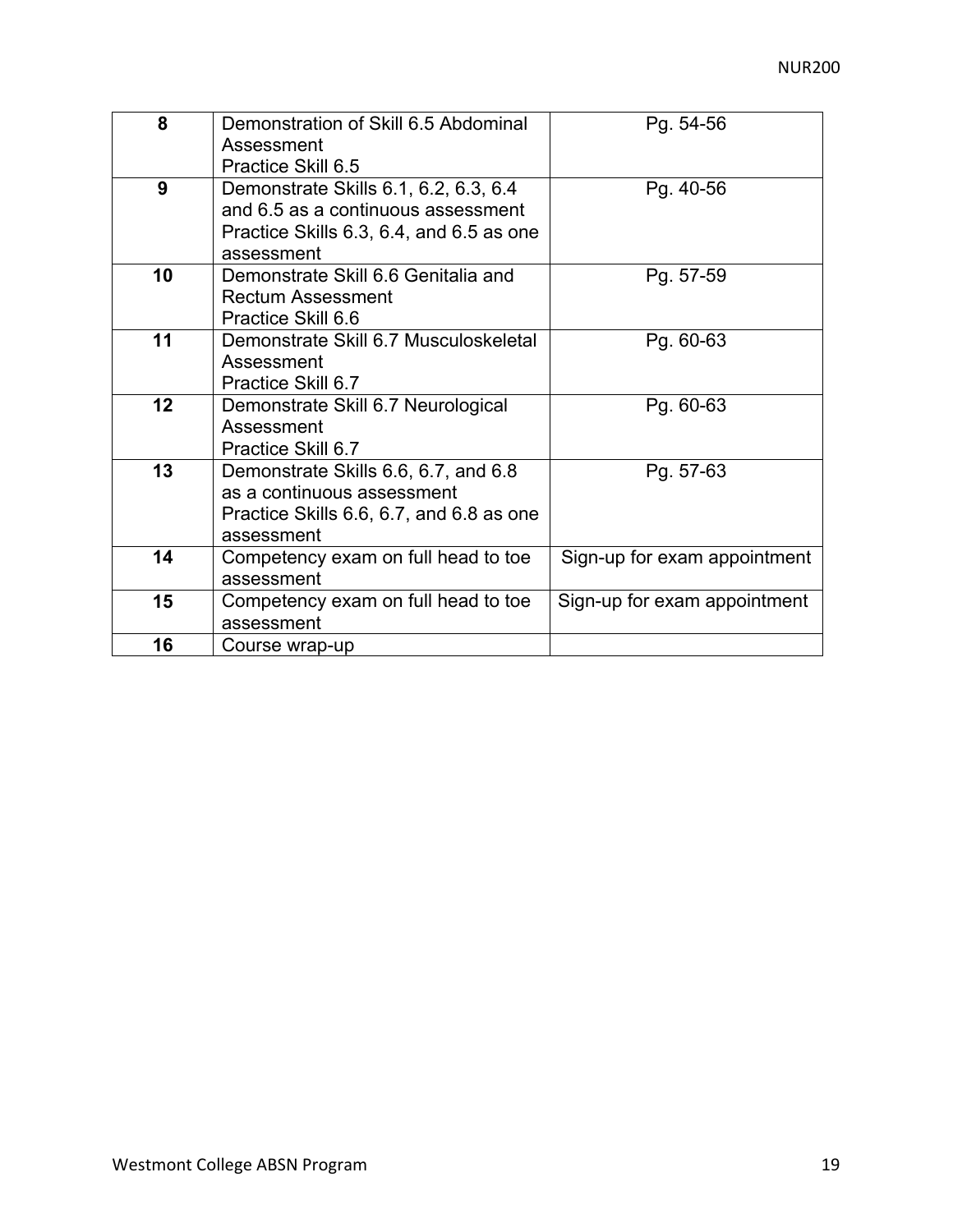| | | |
|---|---|---|
| **8** | Demonstration of Skill 6.5 Abdominal Assessment<br>Practice Skill 6.5 | Pg. 54-56 |
| **9** | Demonstrate Skills 6.1, 6.2, 6.3, 6.4 and 6.5 as a continuous assessment<br>Practice Skills 6.3, 6.4, and 6.5 as one assessment | Pg. 40-56 |
| **10** | Demonstrate Skill 6.6 Genitalia and Rectum Assessment<br>Practice Skill 6.6 | Pg. 57-59 |
| **11** | Demonstrate Skill 6.7 Musculoskeletal Assessment<br>Practice Skill 6.7 | Pg. 60-63 |
| **12** | Demonstrate Skill 6.7 Neurological Assessment<br>Practice Skill 6.7 | Pg. 60-63 |
| **13** | Demonstrate Skills 6.6, 6.7, and 6.8 as a continuous assessment<br>Practice Skills 6.6, 6.7, and 6.8 as one assessment | Pg. 57-63 |
| **14** | Competency exam on full head to toe assessment | Sign-up for exam appointment |
| **15** | Competency exam on full head to toe assessment | Sign-up for exam appointment |
| **16** | Course wrap-up | |